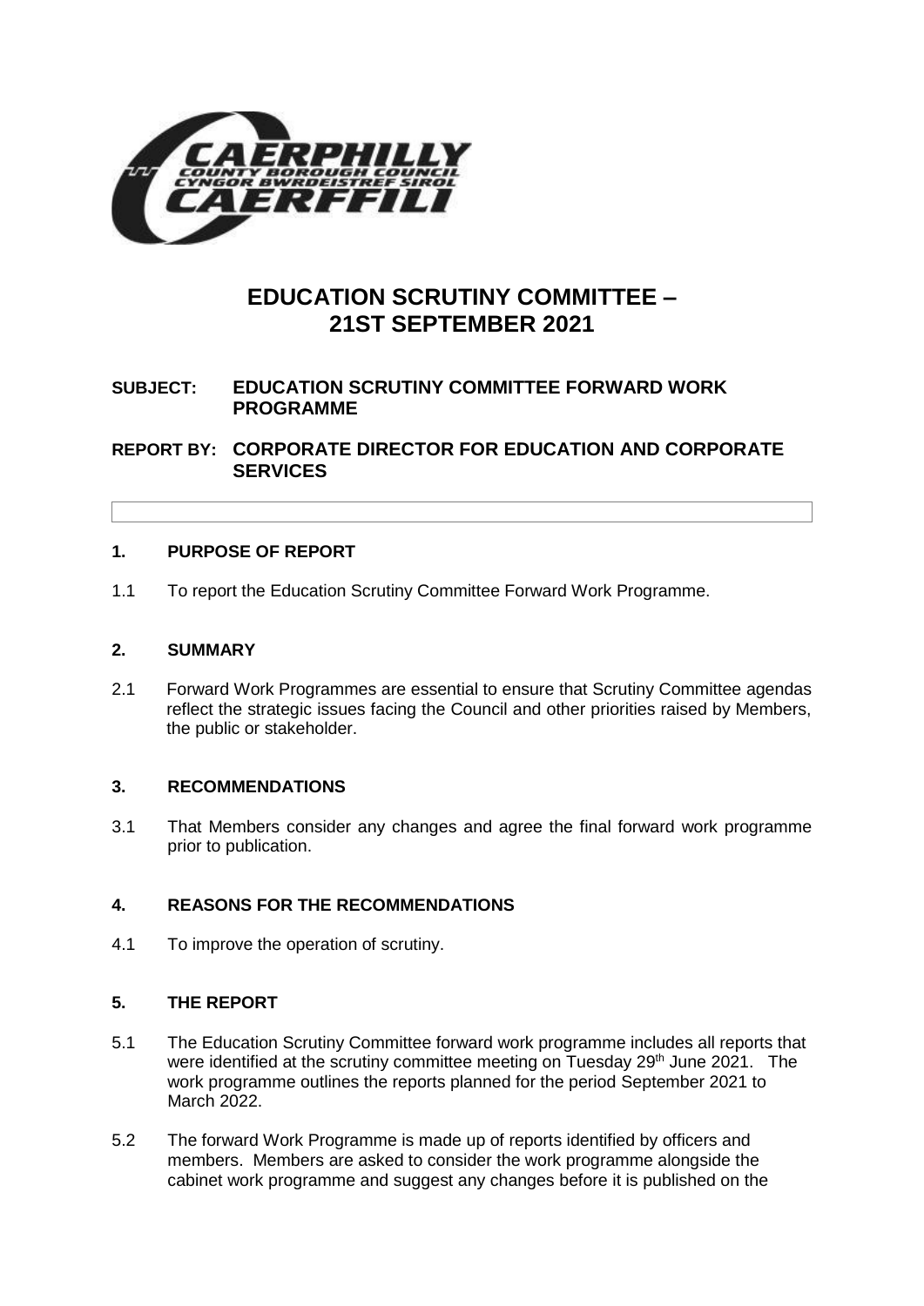# EDUCATION SCRUTINY COMMITTEE – 21ST SEPTEMBER 2021

**SUBJECT: EDUCATION SCRUTINY COMMITTEE FORWARD WORK PROGRAMME**

**REPORT BY: CORPORATE DIRECTOR FOR EDUCATION AND CORPORATE SERVICES**

## 1. PURPOSE OF REPORT

1.1 To report the Education Scrutiny Committee Forward Work Programme.

## 2. SUMMARY

2.1 Forward Work Programmes are essential to ensure that Scrutiny Committee agendas reflect the strategic issues facing the Council and other priorities raised by Members, the public or stakeholder.

## 3. RECOMMENDATIONS

3.1 That Members consider any changes and agree the final forward work programme prior to publication.

## 4. REASONS FOR THE RECOMMENDATIONS

4.1 To improve the operation of scrutiny.

## 5. THE REPORT

5.1 The Education Scrutiny Committee forward work programme includes all reports that were identified at the scrutiny committee meeting on Tuesday 29th June 2021. The work programme outlines the reports planned for the period September 2021 to March 2022.

5.2 The forward Work Programme is made up of reports identified by officers and members. Members are asked to consider the work programme alongside the cabinet work programme and suggest any changes before it is published on the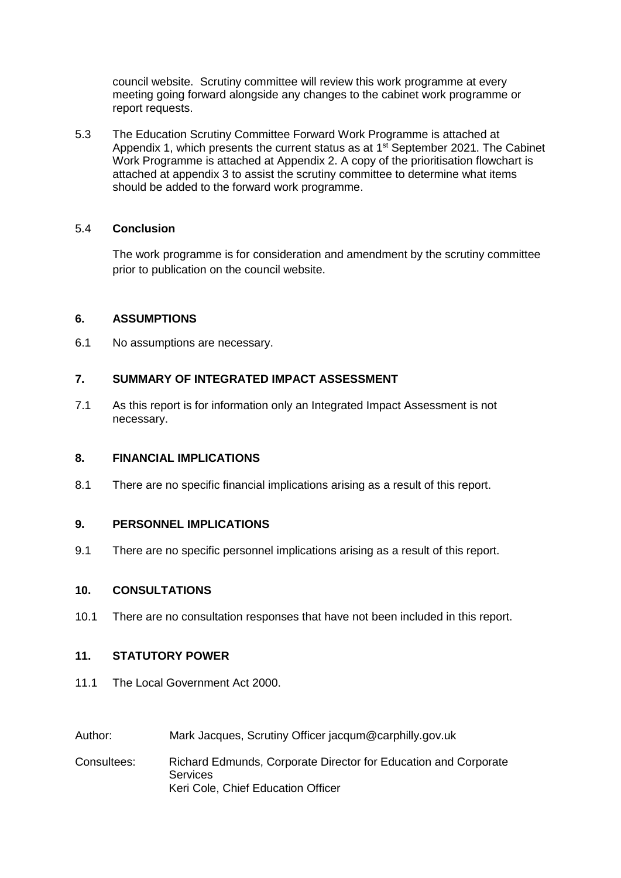council website. Scrutiny committee will review this work programme at every meeting going forward alongside any changes to the cabinet work programme or report requests.

5.3 The Education Scrutiny Committee Forward Work Programme is attached at Appendix 1, which presents the current status as at 1st September 2021. The Cabinet Work Programme is attached at Appendix 2. A copy of the prioritisation flowchart is attached at appendix 3 to assist the scrutiny committee to determine what items should be added to the forward work programme.

5.4 **Conclusion**

The work programme is for consideration and amendment by the scrutiny committee prior to publication on the council website.

## 6. ASSUMPTIONS

6.1 No assumptions are necessary.

## 7. SUMMARY OF INTEGRATED IMPACT ASSESSMENT

7.1 As this report is for information only an Integrated Impact Assessment is not necessary.

## 8. FINANCIAL IMPLICATIONS

8.1 There are no specific financial implications arising as a result of this report.

## 9. PERSONNEL IMPLICATIONS

9.1 There are no specific personnel implications arising as a result of this report.

## 10. CONSULTATIONS

10.1 There are no consultation responses that have not been included in this report.

## 11. STATUTORY POWER

11.1 The Local Government Act 2000.

Author: Mark Jacques, Scrutiny Officer jacqum@carphilly.gov.uk

Consultees: Richard Edmunds, Corporate Director for Education and Corporate Services
Keri Cole, Chief Education Officer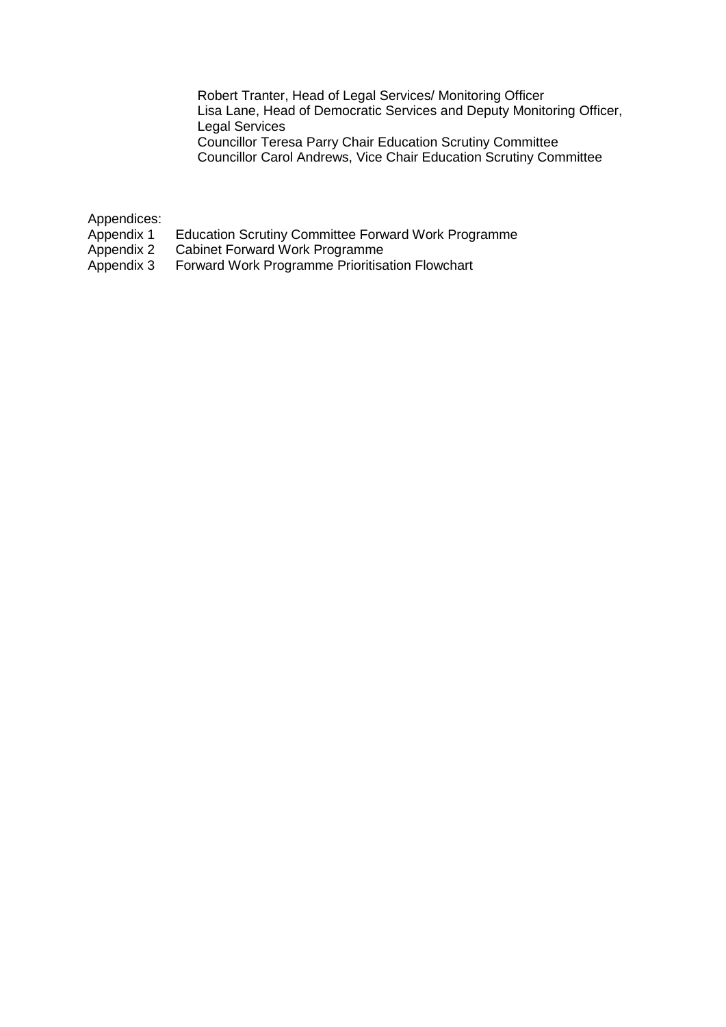Robert Tranter, Head of Legal Services/ Monitoring Officer
Lisa Lane, Head of Democratic Services and Deputy Monitoring Officer, Legal Services
Councillor Teresa Parry Chair Education Scrutiny Committee
Councillor Carol Andrews, Vice Chair Education Scrutiny Committee

Appendices:
Appendix 1 Education Scrutiny Committee Forward Work Programme
Appendix 2 Cabinet Forward Work Programme
Appendix 3 Forward Work Programme Prioritisation Flowchart